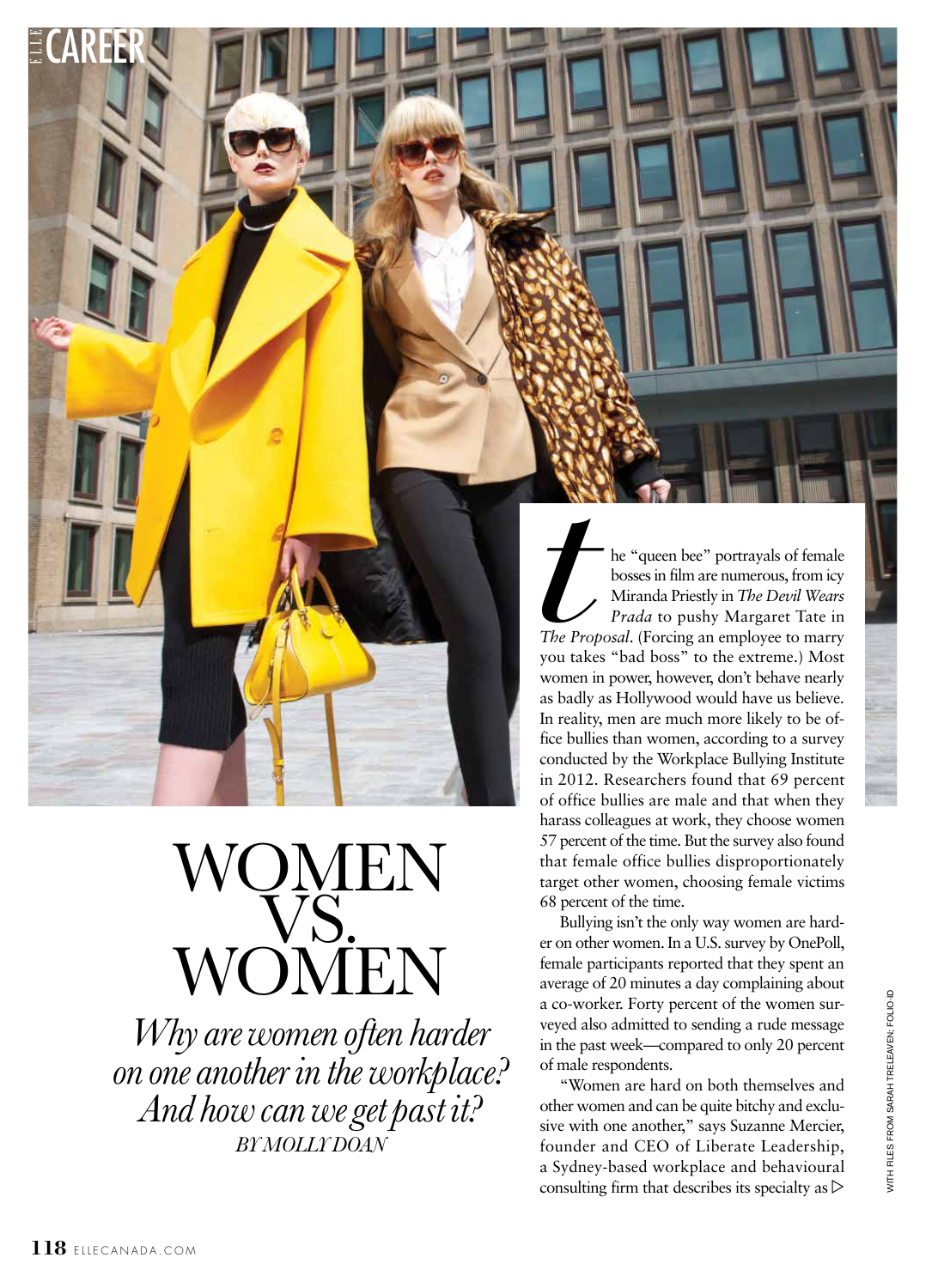# WOMEN VS. WOMEN

*Why are women often harder on one another in the workplace? And how can we get past it?*

*BY MOLLY DOAN*

The "queen bee" portrayals of female bosses in film are numerous, from icy Miranda Priestly in *The Devil Wears Prada* to pushy Margaret Tate in *The Proposal*. (Forcing an employee to marry you takes "bad boss" to the extreme.) Most women in power, however, don't behave nearly as badly as Hollywood would have us believe. In reality, men are much more likely to be office bullies than women, according to a survey conducted by the Workplace Bullying Institute in 2012. Researchers found that 69 percent of office bullies are male and that when they harass colleagues at work, they choose women 57 percent of the time. But the survey also found that female office bullies disproportionately target other women, choosing female victims 68 percent of the time.

Bullying isn't the only way women are harder on other women. In a U.S. survey by OnePoll, female participants reported that they spent an average of 20 minutes a day complaining about a co-worker. Forty percent of the women surveyed also admitted to sending a rude message in the past week—compared to only 20 percent of male respondents.

"Women are hard on both themselves and other women and can be quite bitchy and exclusive with one another," says Suzanne Mercier, founder and CEO of Liberate Leadership, a Sydney-based workplace and behavioural consulting firm that describes its specialty as ▷

WITH FILES FROM SARAH TRELEAVEN; FOLIO-ID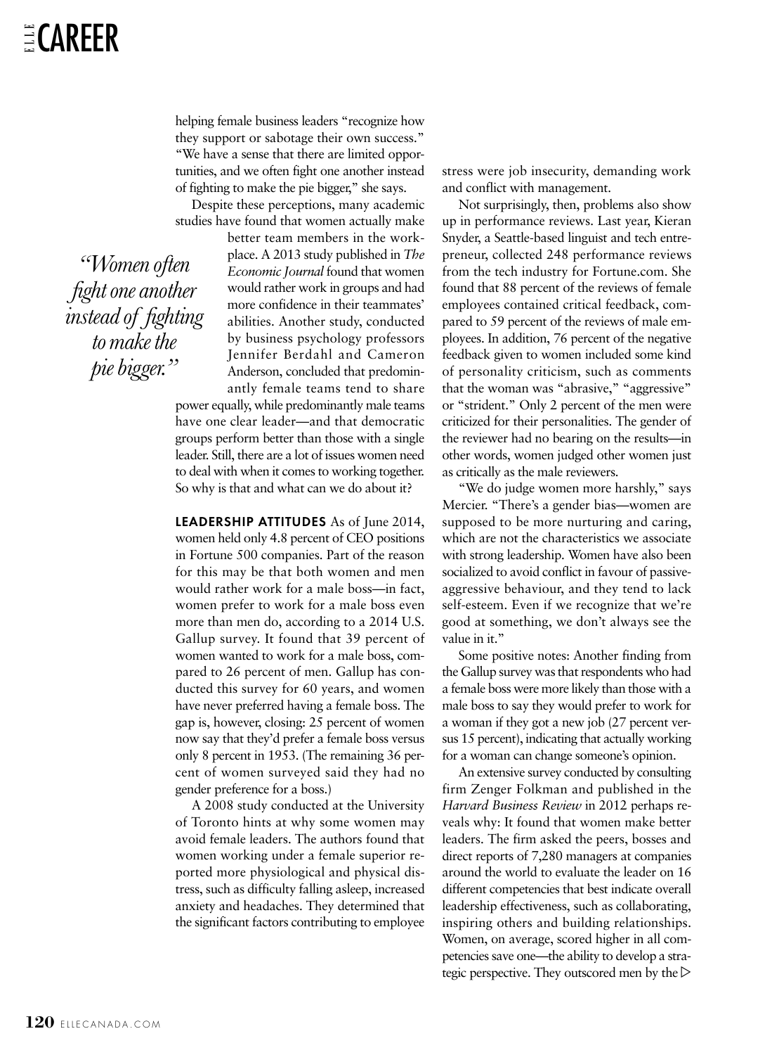helping female business leaders "recognize how they support or sabotage their own success." "We have a sense that there are limited opportunities, and we often fight one another instead of fighting to make the pie bigger," she says.

Despite these perceptions, many academic studies have found that women actually make better team members in the workplace. A 2013 study published in *The Economic Journal* found that women would rather work in groups and had more confidence in their teammates' abilities. Another study, conducted by business psychology professors Jennifer Berdahl and Cameron Anderson, concluded that predominantly female teams tend to share power equally, while predominantly male teams have one clear leader—and that democratic groups perform better than those with a single leader. Still, there are a lot of issues women need to deal with when it comes to working together. So why is that and what can we do about it?

> *"Women often fight one another instead of fighting to make the pie bigger."*

**LEADERSHIP ATTITUDES** As of June 2014, women held only 4.8 percent of CEO positions in Fortune 500 companies. Part of the reason for this may be that both women and men would rather work for a male boss—in fact, women prefer to work for a male boss even more than men do, according to a 2014 U.S. Gallup survey. It found that 39 percent of women wanted to work for a male boss, compared to 26 percent of men. Gallup has conducted this survey for 60 years, and women have never preferred having a female boss. The gap is, however, closing: 25 percent of women now say that they'd prefer a female boss versus only 8 percent in 1953. (The remaining 36 percent of women surveyed said they had no gender preference for a boss.)

A 2008 study conducted at the University of Toronto hints at why some women may avoid female leaders. The authors found that women working under a female superior reported more physiological and physical distress, such as difficulty falling asleep, increased anxiety and headaches. They determined that the significant factors contributing to employee stress were job insecurity, demanding work and conflict with management.

Not surprisingly, then, problems also show up in performance reviews. Last year, Kieran Snyder, a Seattle-based linguist and tech entrepreneur, collected 248 performance reviews from the tech industry for Fortune.com. She found that 88 percent of the reviews of female employees contained critical feedback, compared to 59 percent of the reviews of male employees. In addition, 76 percent of the negative feedback given to women included some kind of personality criticism, such as comments that the woman was "abrasive," "aggressive" or "strident." Only 2 percent of the men were criticized for their personalities. The gender of the reviewer had no bearing on the results—in other words, women judged other women just as critically as the male reviewers.

"We do judge women more harshly," says Mercier. "There's a gender bias—women are supposed to be more nurturing and caring, which are not the characteristics we associate with strong leadership. Women have also been socialized to avoid conflict in favour of passive-aggressive behaviour, and they tend to lack self-esteem. Even if we recognize that we're good at something, we don't always see the value in it."

Some positive notes: Another finding from the Gallup survey was that respondents who had a female boss were more likely than those with a male boss to say they would prefer to work for a woman if they got a new job (27 percent versus 15 percent), indicating that actually working for a woman can change someone's opinion.

An extensive survey conducted by consulting firm Zenger Folkman and published in the *Harvard Business Review* in 2012 perhaps reveals why: It found that women make better leaders. The firm asked the peers, bosses and direct reports of 7,280 managers at companies around the world to evaluate the leader on 16 different competencies that best indicate overall leadership effectiveness, such as collaborating, inspiring others and building relationships. Women, on average, scored higher in all competencies save one—the ability to develop a strategic perspective. They outscored men by the ▷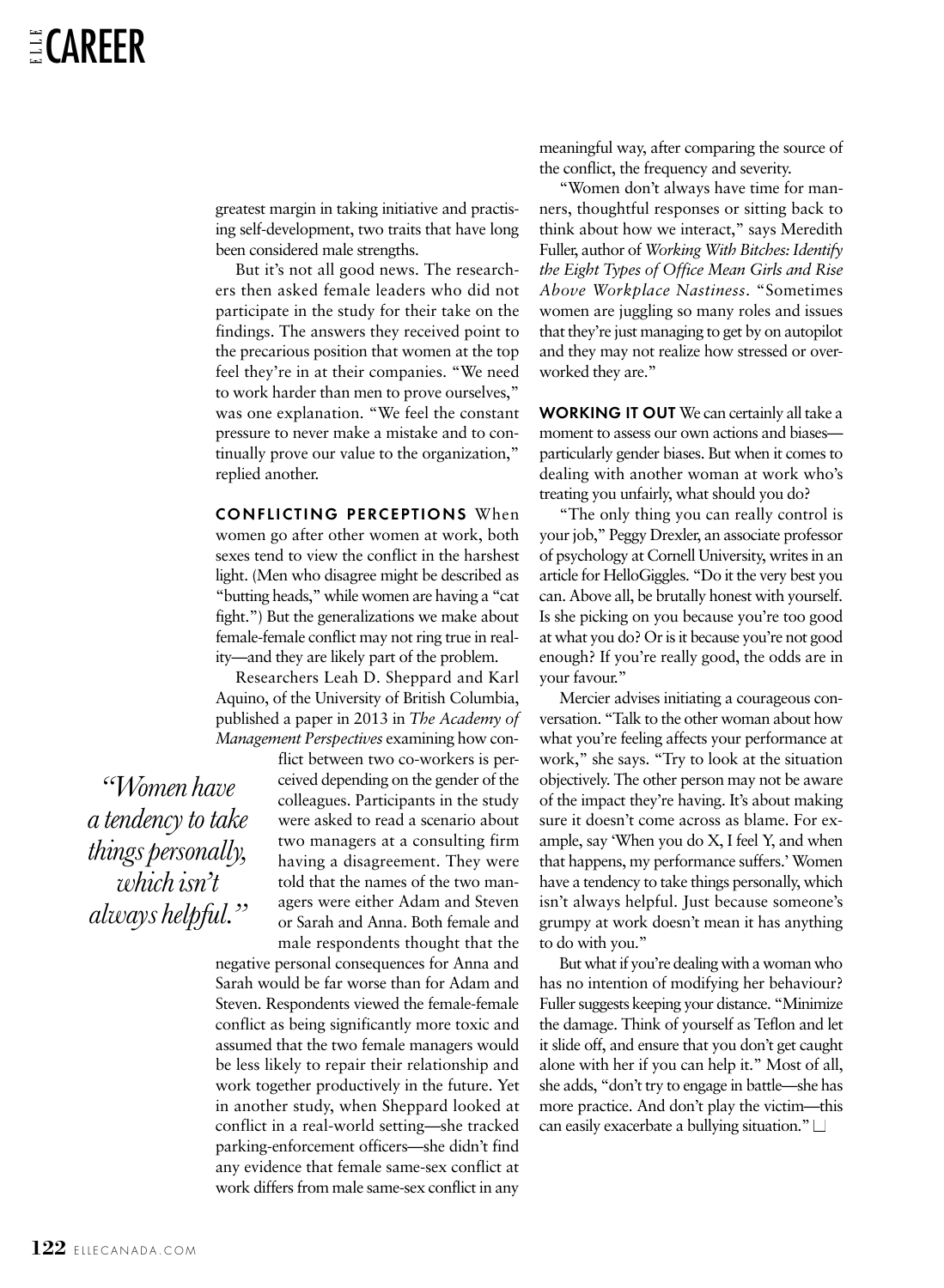greatest margin in taking initiative and practising self-development, two traits that have long been considered male strengths.

But it's not all good news. The researchers then asked female leaders who did not participate in the study for their take on the findings. The answers they received point to the precarious position that women at the top feel they're in at their companies. "We need to work harder than men to prove ourselves," was one explanation. "We feel the constant pressure to never make a mistake and to continually prove our value to the organization," replied another.

**CONFLICTING PERCEPTIONS** When women go after other women at work, both sexes tend to view the conflict in the harshest light. (Men who disagree might be described as "butting heads," while women are having a "cat fight.") But the generalizations we make about female-female conflict may not ring true in reality—and they are likely part of the problem.

Researchers Leah D. Sheppard and Karl Aquino, of the University of British Columbia, published a paper in 2013 in *The Academy of Management Perspectives* examining how conflict between two co-workers is perceived depending on the gender of the colleagues. Participants in the study were asked to read a scenario about two managers at a consulting firm having a disagreement. They were told that the names of the two managers were either Adam and Steven or Sarah and Anna. Both female and male respondents thought that the negative personal consequences for Anna and Sarah would be far worse than for Adam and Steven. Respondents viewed the female-female conflict as being significantly more toxic and assumed that the two female managers would be less likely to repair their relationship and work together productively in the future. Yet in another study, when Sheppard looked at conflict in a real-world setting—she tracked parking-enforcement officers—she didn't find any evidence that female same-sex conflict at work differs from male same-sex conflict in any meaningful way, after comparing the source of the conflict, the frequency and severity.

> *"Women have a tendency to take things personally, which isn't always helpful."*

"Women don't always have time for manners, thoughtful responses or sitting back to think about how we interact," says Meredith Fuller, author of *Working With Bitches: Identify the Eight Types of Office Mean Girls and Rise Above Workplace Nastiness*. "Sometimes women are juggling so many roles and issues that they're just managing to get by on autopilot and they may not realize how stressed or overworked they are."

**WORKING IT OUT** We can certainly all take a moment to assess our own actions and biases—particularly gender biases. But when it comes to dealing with another woman at work who's treating you unfairly, what should you do?

"The only thing you can really control is your job," Peggy Drexler, an associate professor of psychology at Cornell University, writes in an article for HelloGiggles. "Do it the very best you can. Above all, be brutally honest with yourself. Is she picking on you because you're too good at what you do? Or is it because you're not good enough? If you're really good, the odds are in your favour."

Mercier advises initiating a courageous conversation. "Talk to the other woman about how what you're feeling affects your performance at work," she says. "Try to look at the situation objectively. The other person may not be aware of the impact they're having. It's about making sure it doesn't come across as blame. For example, say 'When you do X, I feel Y, and when that happens, my performance suffers.' Women have a tendency to take things personally, which isn't always helpful. Just because someone's grumpy at work doesn't mean it has anything to do with you."

But what if you're dealing with a woman who has no intention of modifying her behaviour? Fuller suggests keeping your distance. "Minimize the damage. Think of yourself as Teflon and let it slide off, and ensure that you don't get caught alone with her if you can help it." Most of all, she adds, "don't try to engage in battle—she has more practice. And don't play the victim—this can easily exacerbate a bullying situation."